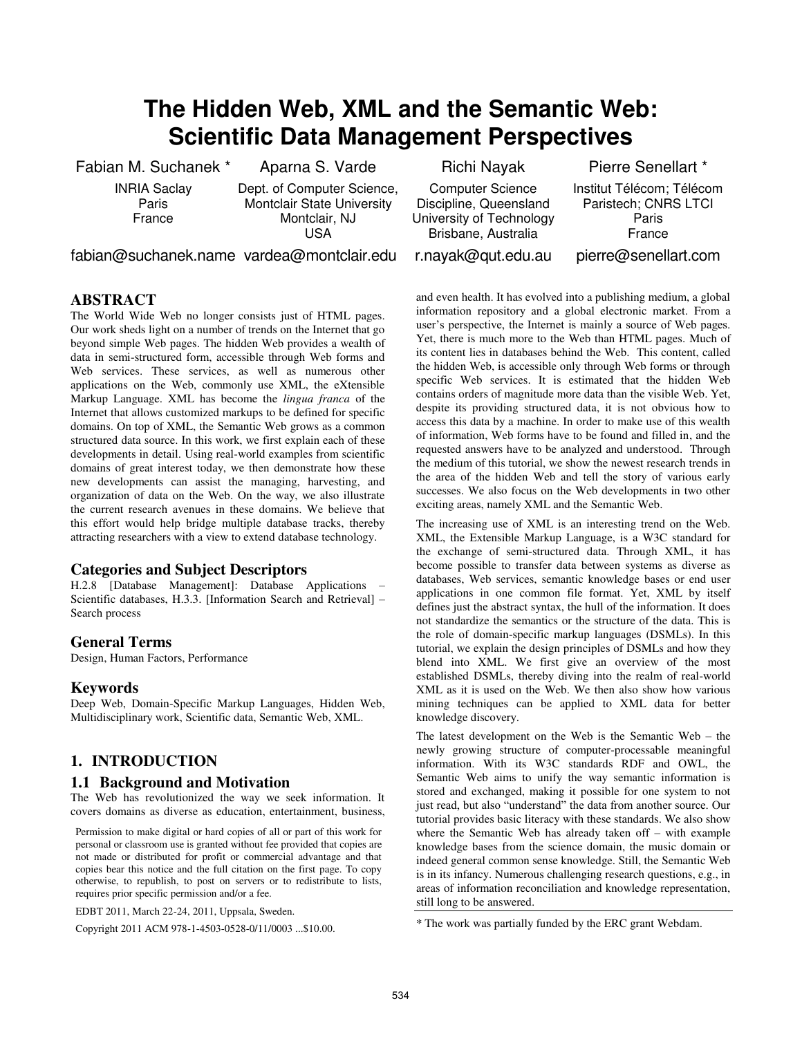# The Hidden Web, XML and the Semantic Web: Scientific Data Management Perspectives

Fabian M. Suchanek *
INRIA Saclay
Paris
France
fabian@suchanek.name

Aparna S. Varde
Dept. of Computer Science,
Montclair State University
Montclair, NJ
USA
vardea@montclair.edu

Richi Nayak
Computer Science
Discipline, Queensland
University of Technology
Brisbane, Australia
r.nayak@qut.edu.au

Pierre Senellart *
Institut Télécom; Télécom
Paristech; CNRS LTCI
Paris
France
pierre@senellart.com

## ABSTRACT

The World Wide Web no longer consists just of HTML pages. Our work sheds light on a number of trends on the Internet that go beyond simple Web pages. The hidden Web provides a wealth of data in semi-structured form, accessible through Web forms and Web services. These services, as well as numerous other applications on the Web, commonly use XML, the eXtensible Markup Language. XML has become the *lingua franca* of the Internet that allows customized markups to be defined for specific domains. On top of XML, the Semantic Web grows as a common structured data source. In this work, we first explain each of these developments in detail. Using real-world examples from scientific domains of great interest today, we then demonstrate how these new developments can assist the managing, harvesting, and organization of data on the Web. On the way, we also illustrate the current research avenues in these domains. We believe that this effort would help bridge multiple database tracks, thereby attracting researchers with a view to extend database technology.

### Categories and Subject Descriptors

H.2.8 [Database Management]: Database Applications – Scientific databases, H.3.3. [Information Search and Retrieval] – Search process

### General Terms

Design, Human Factors, Performance

### Keywords

Deep Web, Domain-Specific Markup Languages, Hidden Web, Multidisciplinary work, Scientific data, Semantic Web, XML.

## 1. INTRODUCTION

### 1.1 Background and Motivation

The Web has revolutionized the way we seek information. It covers domains as diverse as education, entertainment, business, and even health. It has evolved into a publishing medium, a global information repository and a global electronic market. From a user's perspective, the Internet is mainly a source of Web pages. Yet, there is much more to the Web than HTML pages. Much of its content lies in databases behind the Web. This content, called the hidden Web, is accessible only through Web forms or through specific Web services. It is estimated that the hidden Web contains orders of magnitude more data than the visible Web. Yet, despite its providing structured data, it is not obvious how to access this data by a machine. In order to make use of this wealth of information, Web forms have to be found and filled in, and the requested answers have to be analyzed and understood. Through the medium of this tutorial, we show the newest research trends in the area of the hidden Web and tell the story of various early successes. We also focus on the Web developments in two other exciting areas, namely XML and the Semantic Web.

The increasing use of XML is an interesting trend on the Web. XML, the Extensible Markup Language, is a W3C standard for the exchange of semi-structured data. Through XML, it has become possible to transfer data between systems as diverse as databases, Web services, semantic knowledge bases or end user applications in one common file format. Yet, XML by itself defines just the abstract syntax, the hull of the information. It does not standardize the semantics or the structure of the data. This is the role of domain-specific markup languages (DSMLs). In this tutorial, we explain the design principles of DSMLs and how they blend into XML. We first give an overview of the most established DSMLs, thereby diving into the realm of real-world XML as it is used on the Web. We then also show how various mining techniques can be applied to XML data for better knowledge discovery.

The latest development on the Web is the Semantic Web – the newly growing structure of computer-processable meaningful information. With its W3C standards RDF and OWL, the Semantic Web aims to unify the way semantic information is stored and exchanged, making it possible for one system to not just read, but also "understand" the data from another source. Our tutorial provides basic literacy with these standards. We also show where the Semantic Web has already taken off – with example knowledge bases from the science domain, the music domain or indeed general common sense knowledge. Still, the Semantic Web is in its infancy. Numerous challenging research questions, e.g., in areas of information reconciliation and knowledge representation, still long to be answered.

Permission to make digital or hard copies of all or part of this work for personal or classroom use is granted without fee provided that copies are not made or distributed for profit or commercial advantage and that copies bear this notice and the full citation on the first page. To copy otherwise, to republish, to post on servers or to redistribute to lists, requires prior specific permission and/or a fee.

EDBT 2011, March 22-24, 2011, Uppsala, Sweden.

Copyright 2011 ACM 978-1-4503-0528-0/11/0003 ...$10.00.

* The work was partially funded by the ERC grant Webdam.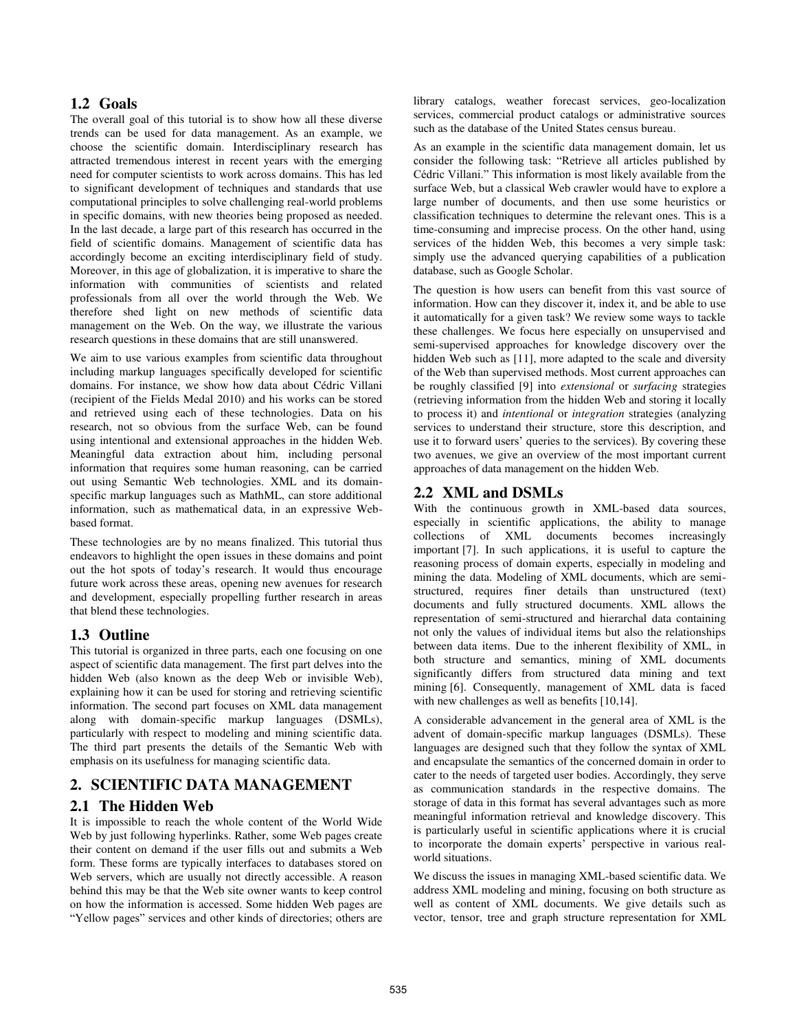## 1.2 Goals

The overall goal of this tutorial is to show how all these diverse trends can be used for data management. As an example, we choose the scientific domain. Interdisciplinary research has attracted tremendous interest in recent years with the emerging need for computer scientists to work across domains. This has led to significant development of techniques and standards that use computational principles to solve challenging real-world problems in specific domains, with new theories being proposed as needed. In the last decade, a large part of this research has occurred in the field of scientific domains. Management of scientific data has accordingly become an exciting interdisciplinary field of study. Moreover, in this age of globalization, it is imperative to share the information with communities of scientists and related professionals from all over the world through the Web. We therefore shed light on new methods of scientific data management on the Web. On the way, we illustrate the various research questions in these domains that are still unanswered.

We aim to use various examples from scientific data throughout including markup languages specifically developed for scientific domains. For instance, we show how data about Cédric Villani (recipient of the Fields Medal 2010) and his works can be stored and retrieved using each of these technologies. Data on his research, not so obvious from the surface Web, can be found using intentional and extensional approaches in the hidden Web. Meaningful data extraction about him, including personal information that requires some human reasoning, can be carried out using Semantic Web technologies. XML and its domain-specific markup languages such as MathML, can store additional information, such as mathematical data, in an expressive Web-based format.

These technologies are by no means finalized. This tutorial thus endeavors to highlight the open issues in these domains and point out the hot spots of today's research. It would thus encourage future work across these areas, opening new avenues for research and development, especially propelling further research in areas that blend these technologies.

## 1.3 Outline

This tutorial is organized in three parts, each one focusing on one aspect of scientific data management. The first part delves into the hidden Web (also known as the deep Web or invisible Web), explaining how it can be used for storing and retrieving scientific information. The second part focuses on XML data management along with domain-specific markup languages (DSMLs), particularly with respect to modeling and mining scientific data. The third part presents the details of the Semantic Web with emphasis on its usefulness for managing scientific data.

# 2. SCIENTIFIC DATA MANAGEMENT

## 2.1 The Hidden Web

It is impossible to reach the whole content of the World Wide Web by just following hyperlinks. Rather, some Web pages create their content on demand if the user fills out and submits a Web form. These forms are typically interfaces to databases stored on Web servers, which are usually not directly accessible. A reason behind this may be that the Web site owner wants to keep control on how the information is accessed. Some hidden Web pages are "Yellow pages" services and other kinds of directories; others are library catalogs, weather forecast services, geo-localization services, commercial product catalogs or administrative sources such as the database of the United States census bureau.

As an example in the scientific data management domain, let us consider the following task: "Retrieve all articles published by Cédric Villani." This information is most likely available from the surface Web, but a classical Web crawler would have to explore a large number of documents, and then use some heuristics or classification techniques to determine the relevant ones. This is a time-consuming and imprecise process. On the other hand, using services of the hidden Web, this becomes a very simple task: simply use the advanced querying capabilities of a publication database, such as Google Scholar.

The question is how users can benefit from this vast source of information. How can they discover it, index it, and be able to use it automatically for a given task? We review some ways to tackle these challenges. We focus here especially on unsupervised and semi-supervised approaches for knowledge discovery over the hidden Web such as [11], more adapted to the scale and diversity of the Web than supervised methods. Most current approaches can be roughly classified [9] into *extensional* or *surfacing* strategies (retrieving information from the hidden Web and storing it locally to process it) and *intentional* or *integration* strategies (analyzing services to understand their structure, store this description, and use it to forward users' queries to the services). By covering these two avenues, we give an overview of the most important current approaches of data management on the hidden Web.

## 2.2 XML and DSMLs

With the continuous growth in XML-based data sources, especially in scientific applications, the ability to manage collections of XML documents becomes increasingly important [7]. In such applications, it is useful to capture the reasoning process of domain experts, especially in modeling and mining the data. Modeling of XML documents, which are semi-structured, requires finer details than unstructured (text) documents and fully structured documents. XML allows the representation of semi-structured and hierarchal data containing not only the values of individual items but also the relationships between data items. Due to the inherent flexibility of XML, in both structure and semantics, mining of XML documents significantly differs from structured data mining and text mining [6]. Consequently, management of XML data is faced with new challenges as well as benefits [10,14].

A considerable advancement in the general area of XML is the advent of domain-specific markup languages (DSMLs). These languages are designed such that they follow the syntax of XML and encapsulate the semantics of the concerned domain in order to cater to the needs of targeted user bodies. Accordingly, they serve as communication standards in the respective domains. The storage of data in this format has several advantages such as more meaningful information retrieval and knowledge discovery. This is particularly useful in scientific applications where it is crucial to incorporate the domain experts' perspective in various real-world situations.

We discuss the issues in managing XML-based scientific data. We address XML modeling and mining, focusing on both structure as well as content of XML documents. We give details such as vector, tensor, tree and graph structure representation for XML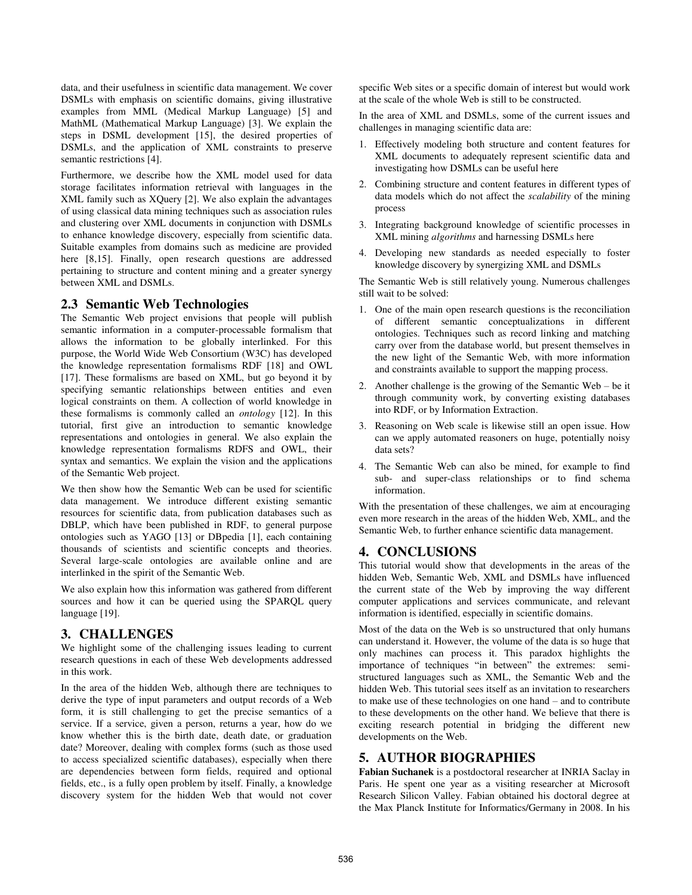data, and their usefulness in scientific data management. We cover DSMLs with emphasis on scientific domains, giving illustrative examples from MML (Medical Markup Language) [5] and MathML (Mathematical Markup Language) [3]. We explain the steps in DSML development [15], the desired properties of DSMLs, and the application of XML constraints to preserve semantic restrictions [4].

Furthermore, we describe how the XML model used for data storage facilitates information retrieval with languages in the XML family such as XQuery [2]. We also explain the advantages of using classical data mining techniques such as association rules and clustering over XML documents in conjunction with DSMLs to enhance knowledge discovery, especially from scientific data. Suitable examples from domains such as medicine are provided here [8,15]. Finally, open research questions are addressed pertaining to structure and content mining and a greater synergy between XML and DSMLs.

### 2.3 Semantic Web Technologies

The Semantic Web project envisions that people will publish semantic information in a computer-processable formalism that allows the information to be globally interlinked. For this purpose, the World Wide Web Consortium (W3C) has developed the knowledge representation formalisms RDF [18] and OWL [17]. These formalisms are based on XML, but go beyond it by specifying semantic relationships between entities and even logical constraints on them. A collection of world knowledge in these formalisms is commonly called an *ontology* [12]. In this tutorial, first give an introduction to semantic knowledge representations and ontologies in general. We also explain the knowledge representation formalisms RDFS and OWL, their syntax and semantics. We explain the vision and the applications of the Semantic Web project.

We then show how the Semantic Web can be used for scientific data management. We introduce different existing semantic resources for scientific data, from publication databases such as DBLP, which have been published in RDF, to general purpose ontologies such as YAGO [13] or DBpedia [1], each containing thousands of scientists and scientific concepts and theories. Several large-scale ontologies are available online and are interlinked in the spirit of the Semantic Web.

We also explain how this information was gathered from different sources and how it can be queried using the SPARQL query language [19].

## 3. CHALLENGES

We highlight some of the challenging issues leading to current research questions in each of these Web developments addressed in this work.

In the area of the hidden Web, although there are techniques to derive the type of input parameters and output records of a Web form, it is still challenging to get the precise semantics of a service. If a service, given a person, returns a year, how do we know whether this is the birth date, death date, or graduation date? Moreover, dealing with complex forms (such as those used to access specialized scientific databases), especially when there are dependencies between form fields, required and optional fields, etc., is a fully open problem by itself. Finally, a knowledge discovery system for the hidden Web that would not cover specific Web sites or a specific domain of interest but would work at the scale of the whole Web is still to be constructed.

In the area of XML and DSMLs, some of the current issues and challenges in managing scientific data are:

1. Effectively modeling both structure and content features for XML documents to adequately represent scientific data and investigating how DSMLs can be useful here
2. Combining structure and content features in different types of data models which do not affect the *scalability* of the mining process
3. Integrating background knowledge of scientific processes in XML mining *algorithms* and harnessing DSMLs here
4. Developing new standards as needed especially to foster knowledge discovery by synergizing XML and DSMLs

The Semantic Web is still relatively young. Numerous challenges still wait to be solved:

1. One of the main open research questions is the reconciliation of different semantic conceptualizations in different ontologies. Techniques such as record linking and matching carry over from the database world, but present themselves in the new light of the Semantic Web, with more information and constraints available to support the mapping process.
2. Another challenge is the growing of the Semantic Web – be it through community work, by converting existing databases into RDF, or by Information Extraction.
3. Reasoning on Web scale is likewise still an open issue. How can we apply automated reasoners on huge, potentially noisy data sets?
4. The Semantic Web can also be mined, for example to find sub- and super-class relationships or to find schema information.

With the presentation of these challenges, we aim at encouraging even more research in the areas of the hidden Web, XML, and the Semantic Web, to further enhance scientific data management.

## 4. CONCLUSIONS

This tutorial would show that developments in the areas of the hidden Web, Semantic Web, XML and DSMLs have influenced the current state of the Web by improving the way different computer applications and services communicate, and relevant information is identified, especially in scientific domains.

Most of the data on the Web is so unstructured that only humans can understand it. However, the volume of the data is so huge that only machines can process it. This paradox highlights the importance of techniques "in between" the extremes: semi-structured languages such as XML, the Semantic Web and the hidden Web. This tutorial sees itself as an invitation to researchers to make use of these technologies on one hand – and to contribute to these developments on the other hand. We believe that there is exciting research potential in bridging the different new developments on the Web.

## 5. AUTHOR BIOGRAPHIES

**Fabian Suchanek** is a postdoctoral researcher at INRIA Saclay in Paris. He spent one year as a visiting researcher at Microsoft Research Silicon Valley. Fabian obtained his doctoral degree at the Max Planck Institute for Informatics/Germany in 2008. In his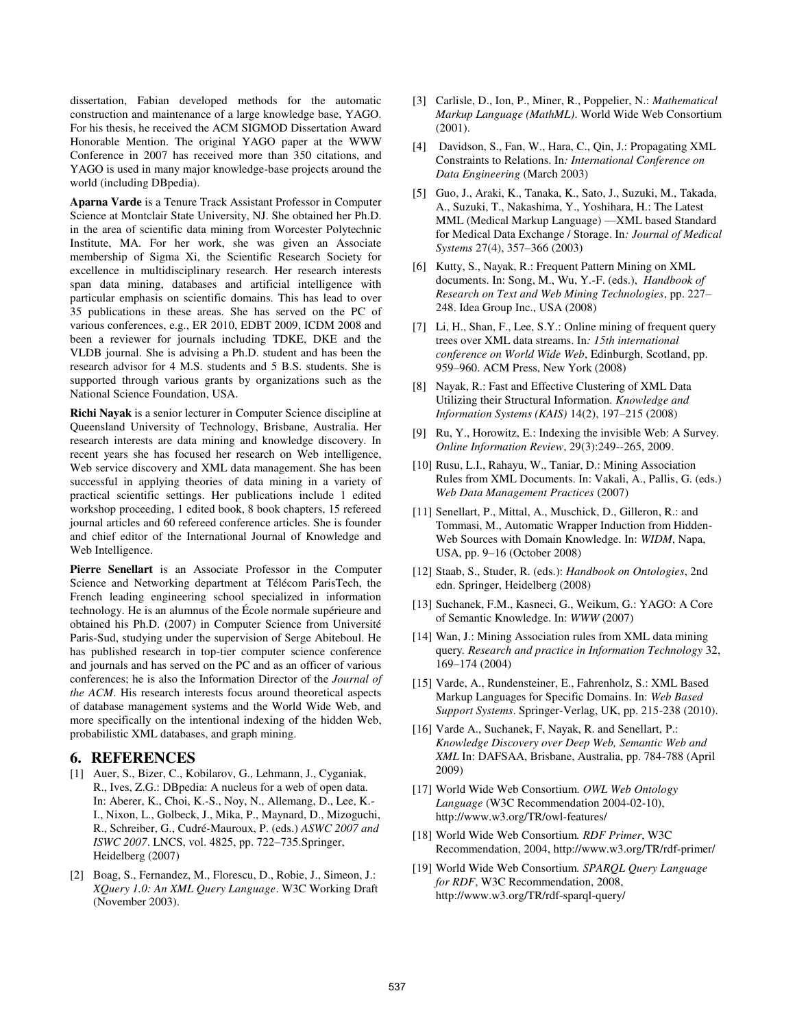dissertation, Fabian developed methods for the automatic construction and maintenance of a large knowledge base, YAGO. For his thesis, he received the ACM SIGMOD Dissertation Award Honorable Mention. The original YAGO paper at the WWW Conference in 2007 has received more than 350 citations, and YAGO is used in many major knowledge-base projects around the world (including DBpedia).

**Aparna Varde** is a Tenure Track Assistant Professor in Computer Science at Montclair State University, NJ. She obtained her Ph.D. in the area of scientific data mining from Worcester Polytechnic Institute, MA. For her work, she was given an Associate membership of Sigma Xi, the Scientific Research Society for excellence in multidisciplinary research. Her research interests span data mining, databases and artificial intelligence with particular emphasis on scientific domains. This has lead to over 35 publications in these areas. She has served on the PC of various conferences, e.g., ER 2010, EDBT 2009, ICDM 2008 and been a reviewer for journals including TDKE, DKE and the VLDB journal. She is advising a Ph.D. student and has been the research advisor for 4 M.S. students and 5 B.S. students. She is supported through various grants by organizations such as the National Science Foundation, USA.

**Richi Nayak** is a senior lecturer in Computer Science discipline at Queensland University of Technology, Brisbane, Australia. Her research interests are data mining and knowledge discovery. In recent years she has focused her research on Web intelligence, Web service discovery and XML data management. She has been successful in applying theories of data mining in a variety of practical scientific settings. Her publications include 1 edited workshop proceeding, 1 edited book, 8 book chapters, 15 refereed journal articles and 60 refereed conference articles. She is founder and chief editor of the International Journal of Knowledge and Web Intelligence.

**Pierre Senellart** is an Associate Professor in the Computer Science and Networking department at Télécom ParisTech, the French leading engineering school specialized in information technology. He is an alumnus of the École normale supérieure and obtained his Ph.D. (2007) in Computer Science from Université Paris-Sud, studying under the supervision of Serge Abiteboul. He has published research in top-tier computer science conference and journals and has served on the PC and as an officer of various conferences; he is also the Information Director of the *Journal of the ACM*. His research interests focus around theoretical aspects of database management systems and the World Wide Web, and more specifically on the intentional indexing of the hidden Web, probabilistic XML databases, and graph mining.

## 6. REFERENCES

[1] Auer, S., Bizer, C., Kobilarov, G., Lehmann, J., Cyganiak, R., Ives, Z.G.: DBpedia: A nucleus for a web of open data. In: Aberer, K., Choi, K.-S., Noy, N., Allemang, D., Lee, K.-I., Nixon, L., Golbeck, J., Mika, P., Maynard, D., Mizoguchi, R., Schreiber, G., Cudré-Mauroux, P. (eds.) *ASWC 2007 and ISWC 2007*. LNCS, vol. 4825, pp. 722–735.Springer, Heidelberg (2007)

[2] Boag, S., Fernandez, M., Florescu, D., Robie, J., Simeon, J.: *XQuery 1.0: An XML Query Language*. W3C Working Draft (November 2003).

[3] Carlisle, D., Ion, P., Miner, R., Poppelier, N.: *Mathematical Markup Language (MathML)*. World Wide Web Consortium (2001).

[4] Davidson, S., Fan, W., Hara, C., Qin, J.: Propagating XML Constraints to Relations. In*: International Conference on Data Engineering* (March 2003)

[5] Guo, J., Araki, K., Tanaka, K., Sato, J., Suzuki, M., Takada, A., Suzuki, T., Nakashima, Y., Yoshihara, H.: The Latest MML (Medical Markup Language) —XML based Standard for Medical Data Exchange / Storage. In*: Journal of Medical Systems* 27(4), 357–366 (2003)

[6] Kutty, S., Nayak, R.: Frequent Pattern Mining on XML documents. In: Song, M., Wu, Y.-F. (eds.), *Handbook of Research on Text and Web Mining Technologies*, pp. 227–248. Idea Group Inc., USA (2008)

[7] Li, H., Shan, F., Lee, S.Y.: Online mining of frequent query trees over XML data streams. In*: 15th international conference on World Wide Web*, Edinburgh, Scotland, pp. 959–960. ACM Press, New York (2008)

[8] Nayak, R.: Fast and Effective Clustering of XML Data Utilizing their Structural Information. *Knowledge and Information Systems (KAIS)* 14(2), 197–215 (2008)

[9] Ru, Y., Horowitz, E.: Indexing the invisible Web: A Survey. *Online Information Review*, 29(3):249--265, 2009.

[10] Rusu, L.I., Rahayu, W., Taniar, D.: Mining Association Rules from XML Documents. In: Vakali, A., Pallis, G. (eds.) *Web Data Management Practices* (2007)

[11] Senellart, P., Mittal, A., Muschick, D., Gilleron, R.: and Tommasi, M., Automatic Wrapper Induction from Hidden-Web Sources with Domain Knowledge. In: *WIDM*, Napa, USA, pp. 9–16 (October 2008)

[12] Staab, S., Studer, R. (eds.): *Handbook on Ontologies*, 2nd edn. Springer, Heidelberg (2008)

[13] Suchanek, F.M., Kasneci, G., Weikum, G.: YAGO: A Core of Semantic Knowledge. In: *WWW* (2007)

[14] Wan, J.: Mining Association rules from XML data mining query. *Research and practice in Information Technology* 32, 169–174 (2004)

[15] Varde, A., Rundensteiner, E., Fahrenholz, S.: XML Based Markup Languages for Specific Domains. In: *Web Based Support Systems*. Springer-Verlag, UK, pp. 215-238 (2010).

[16] Varde A., Suchanek, F, Nayak, R. and Senellart, P.: *Knowledge Discovery over Deep Web, Semantic Web and XML* In: DAFSAA, Brisbane, Australia, pp. 784-788 (April 2009)

[17] World Wide Web Consortium. *OWL Web Ontology Language* (W3C Recommendation 2004-02-10), http://www.w3.org/TR/owl-features/

[18] World Wide Web Consortium*. RDF Primer*, W3C Recommendation, 2004, http://www.w3.org/TR/rdf-primer/

[19] World Wide Web Consortium*. SPARQL Query Language for RDF*, W3C Recommendation, 2008, http://www.w3.org/TR/rdf-sparql-query/